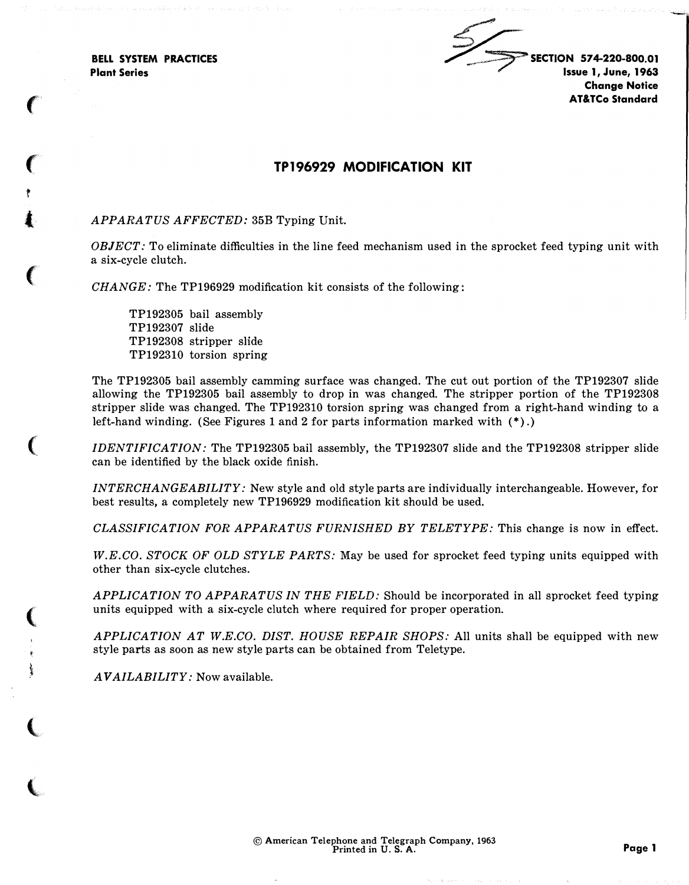BELL SYSTEM PRACTICES
Plant Series

SECTION 574-220-800.01
Issue 1, June, 1963
Change Notice
AT&TCo Standard

# TP196929 MODIFICATION KIT

*APPARATUS AFFECTED:* 35B Typing Unit.

*OBJECT:* To eliminate difficulties in the line feed mechanism used in the sprocket feed typing unit with a six-cycle clutch.

*CHANGE:* The TP196929 modification kit consists of the following:

TP192305 bail assembly
TP192307 slide
TP192308 stripper slide
TP192310 torsion spring

The TP192305 bail assembly camming surface was changed. The cut out portion of the TP192307 slide allowing the TP192305 bail assembly to drop in was changed. The stripper portion of the TP192308 stripper slide was changed. The TP192310 torsion spring was changed from a right-hand winding to a left-hand winding. (See Figures 1 and 2 for parts information marked with (*).)

*IDENTIFICATION:* The TP192305 bail assembly, the TP192307 slide and the TP192308 stripper slide can be identified by the black oxide finish.

*INTERCHANGEABILITY:* New style and old style parts are individually interchangeable. However, for best results, a completely new TP196929 modification kit should be used.

*CLASSIFICATION FOR APPARATUS FURNISHED BY TELETYPE:* This change is now in effect.

*W.E.CO. STOCK OF OLD STYLE PARTS:* May be used for sprocket feed typing units equipped with other than six-cycle clutches.

*APPLICATION TO APPARATUS IN THE FIELD:* Should be incorporated in all sprocket feed typing units equipped with a six-cycle clutch where required for proper operation.

*APPLICATION AT W.E.CO. DIST. HOUSE REPAIR SHOPS:* All units shall be equipped with new style parts as soon as new style parts can be obtained from Teletype.

*AVAILABILITY:* Now available.

© American Telephone and Telegraph Company, 1963
Printed in U. S. A.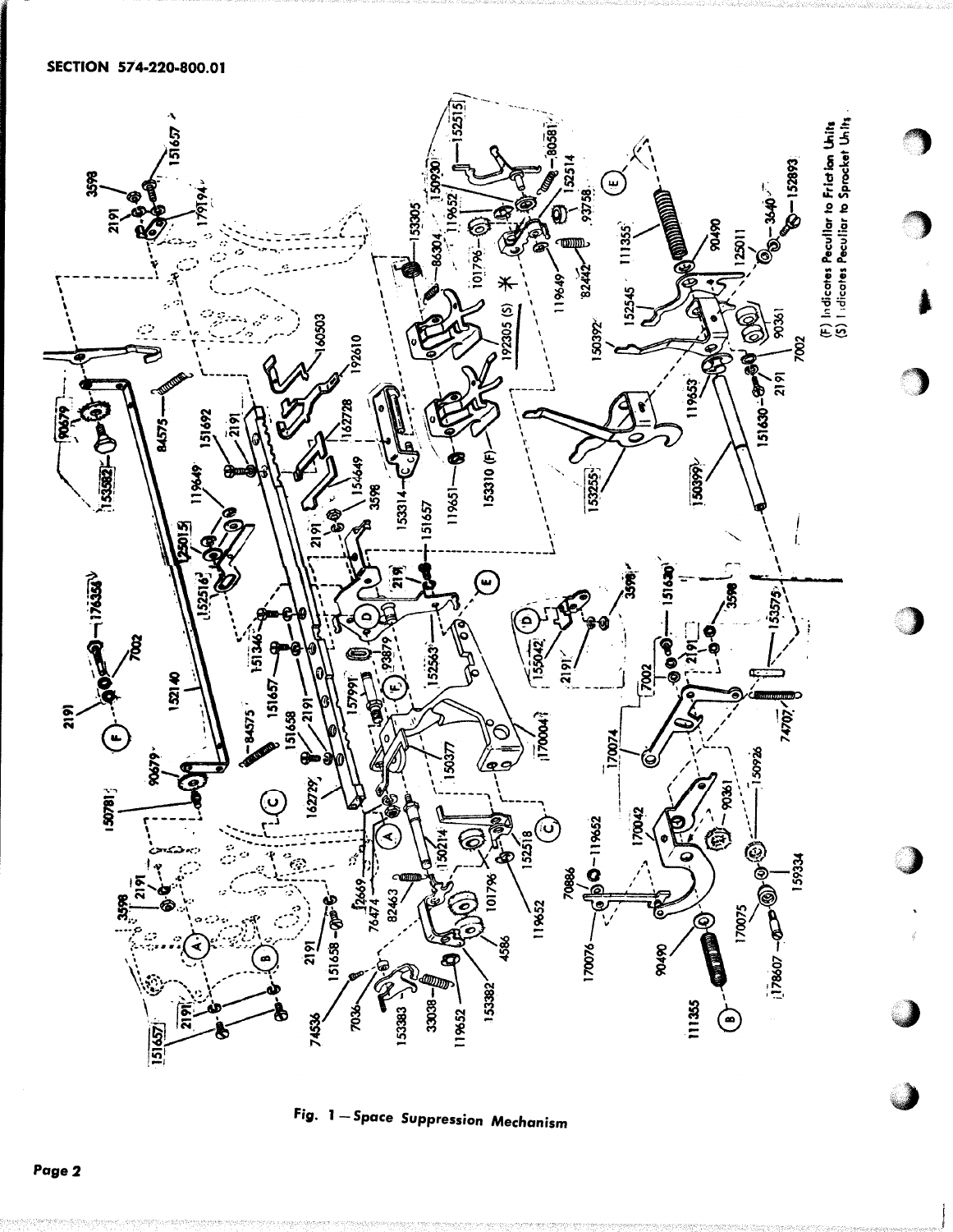(F) Indicates Peculiar to Friction Units
(S) Indicates Peculiar to Sprocket Units

Fig. 1 — Space Suppression Mechanism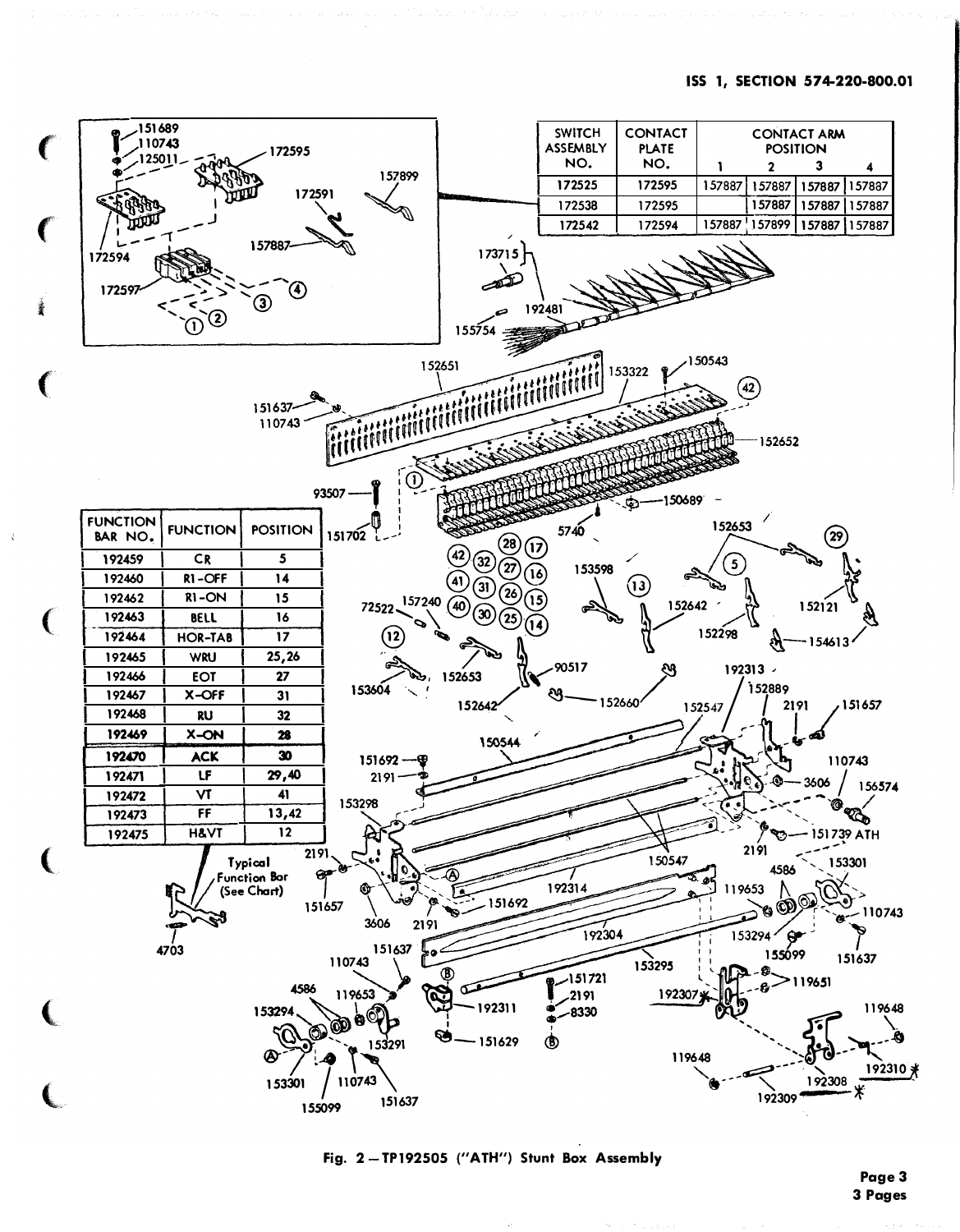| SWITCH ASSEMBLY NO. | CONTACT PLATE NO. | CONTACT ARM POSITION | | | |
|---|---|---|---|---|---|
| | | 1 | 2 | 3 | 4 |
| 172525 | 172595 | 157887 | 157887 | 157887 | 157887 |
| 172538 | 172595 | | 157887 | 157887 | 157887 |
| 172542 | 172594 | 157887 | 157899 | 157887 | 157887 |

| FUNCTION BAR NO. | FUNCTION | POSITION |
|---|---|---|
| 192459 | CR | 5 |
| 192460 | R1-OFF | 14 |
| 192462 | R1-ON | 15 |
| 192463 | BELL | 16 |
| 192464 | HOR-TAB | 17 |
| 192465 | WRU | 25,26 |
| 192466 | EOT | 27 |
| 192467 | X-OFF | 31 |
| 192468 | RU | 32 |
| 192469 | X-ON | 28 |
| 192470 | ACK | 30 |
| 192471 | LF | 29,40 |
| 192472 | VT | 41 |
| 192473 | FF | 13,42 |
| 192475 | H&VT | 12 |

Typical Function Bar (See Chart)

Fig. 2 — TP192505 ("ATH") Stunt Box Assembly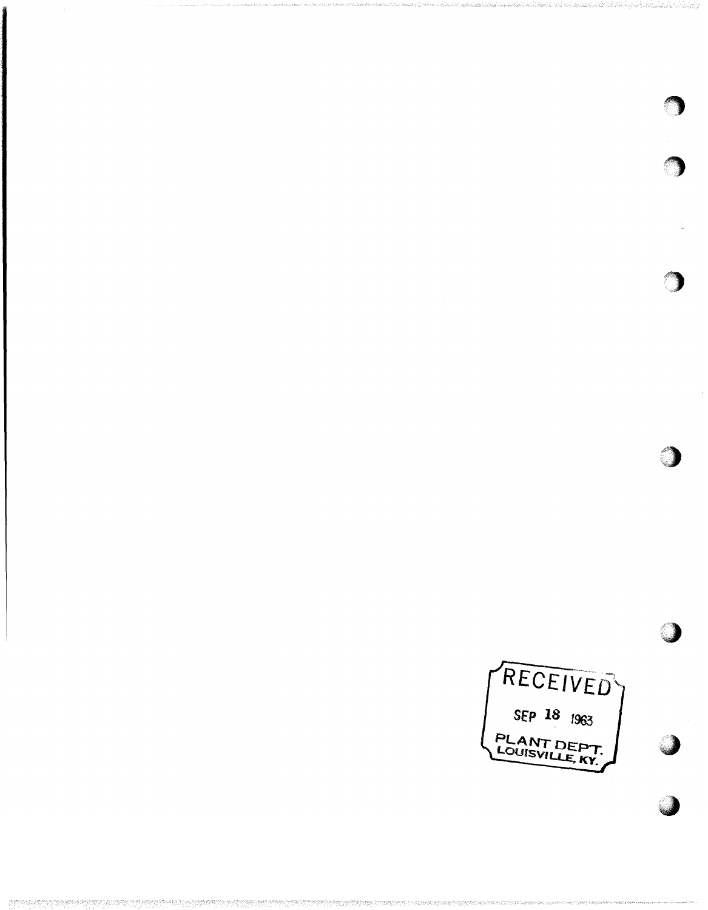RECEIVED

SEP 18 1963

PLANT DEPT.
LOUISVILLE, KY.